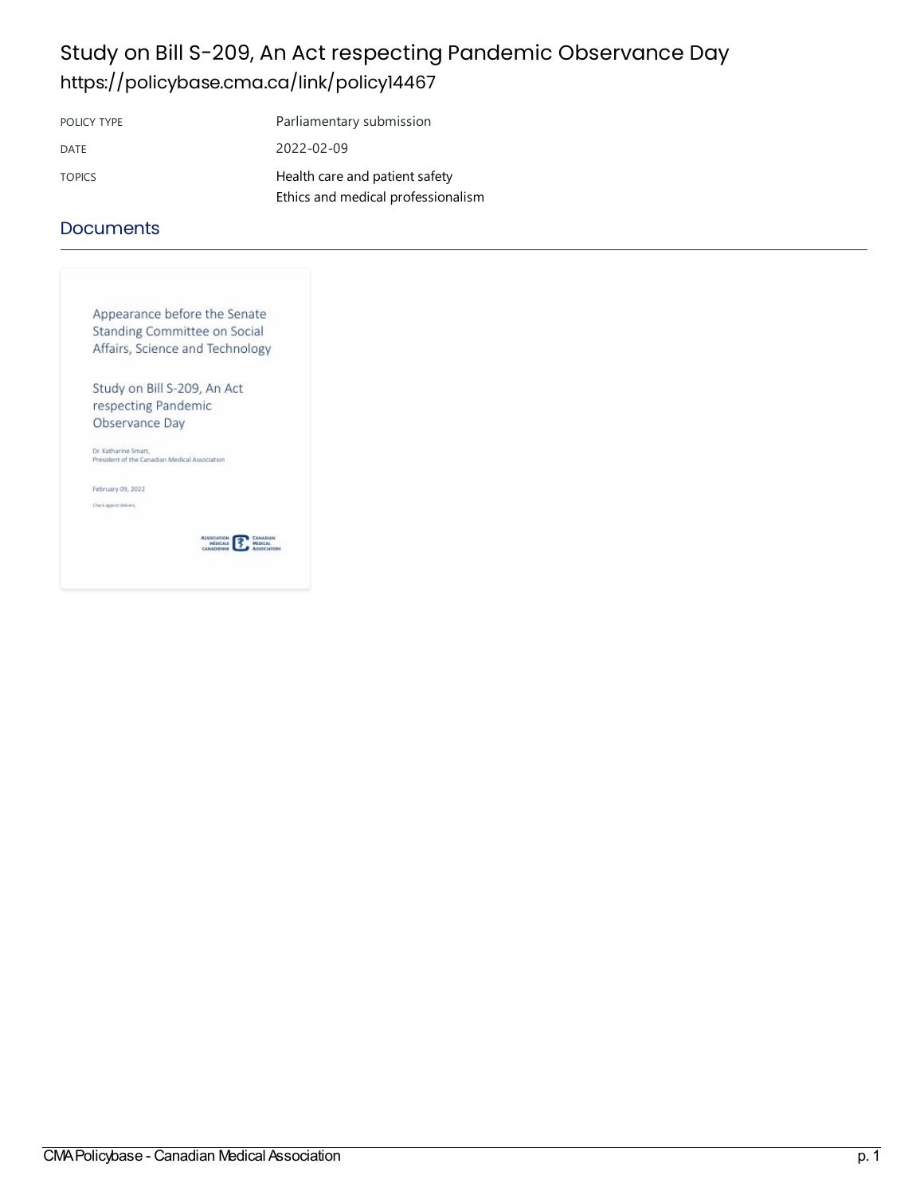# Study on Bill S-209, An Act respecting Pandemic Observance Day

https://policybase.cma.ca/link/policy14467

| | |
|---|---|
| POLICY TYPE | Parliamentary submission |
| DATE | 2022-02-09 |
| TOPICS | Health care and patient safety<br>Ethics and medical professionalism |

## Documents

Appearance before the Senate Standing Committee on Social Affairs, Science and Technology

Study on Bill S-209, An Act respecting Pandemic Observance Day

Dr. Katharine Smart,
President of the Canadian Medical Association

February 09, 2022

Check against delivery

ASSOCIATION MÉDICALE CANADIENNE | CANADIAN MEDICAL ASSOCIATION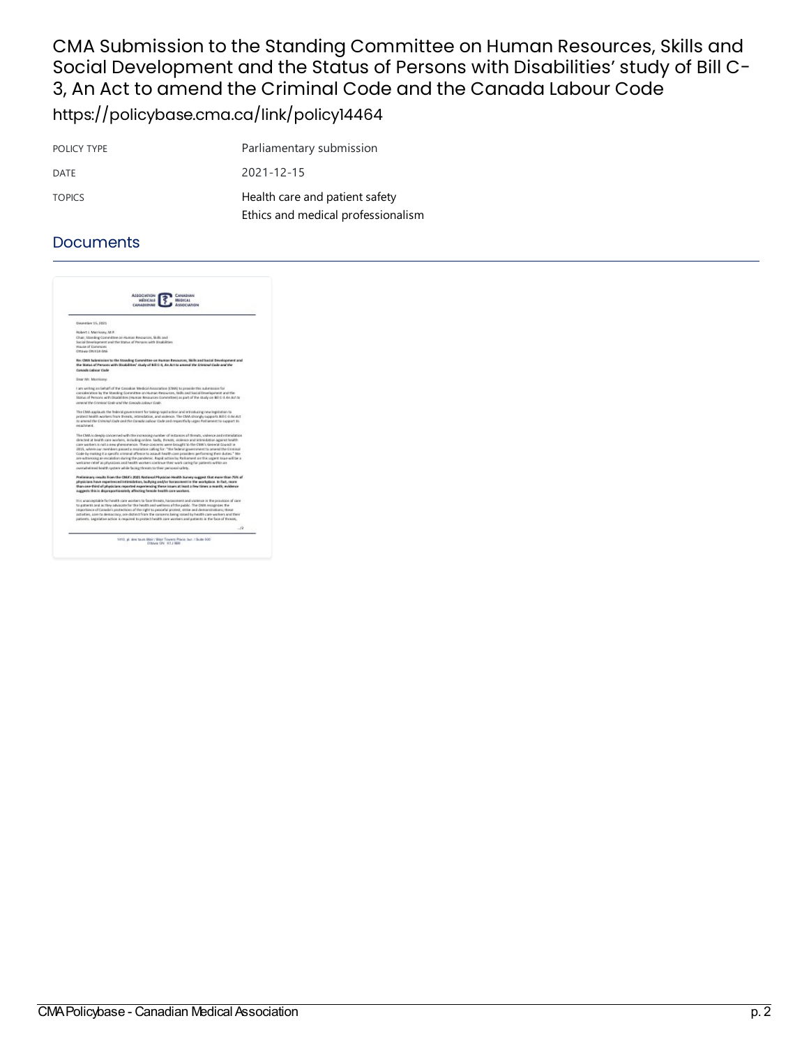# CMA Submission to the Standing Committee on Human Resources, Skills and Social Development and the Status of Persons with Disabilities' study of Bill C-3, An Act to amend the Criminal Code and the Canada Labour Code

https://policybase.cma.ca/link/policy14464

| | |
|---|---|
| POLICY TYPE | Parliamentary submission |
| DATE | 2021-12-15 |
| TOPICS | Health care and patient safety<br>Ethics and medical professionalism |

## Documents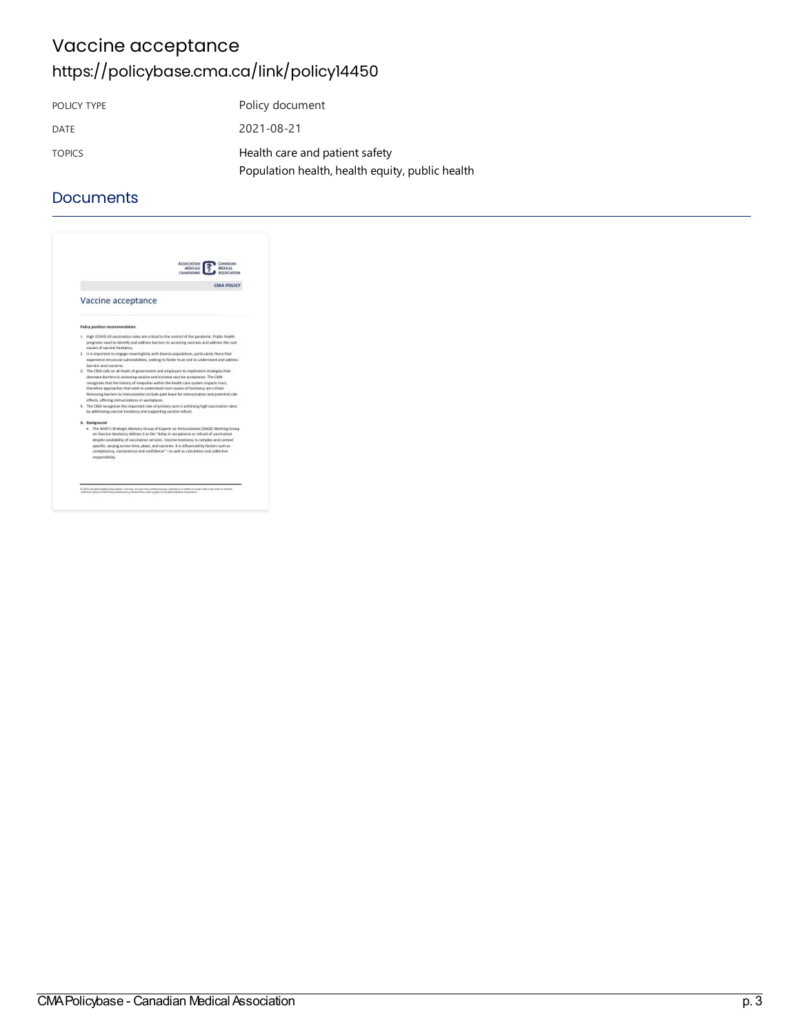# Vaccine acceptance

https://policybase.cma.ca/link/policy14450

| POLICY TYPE | Policy document |
| --- | --- |
| DATE | 2021-08-21 |
| TOPICS | Health care and patient safety<br>Population health, health equity, public health |

## Documents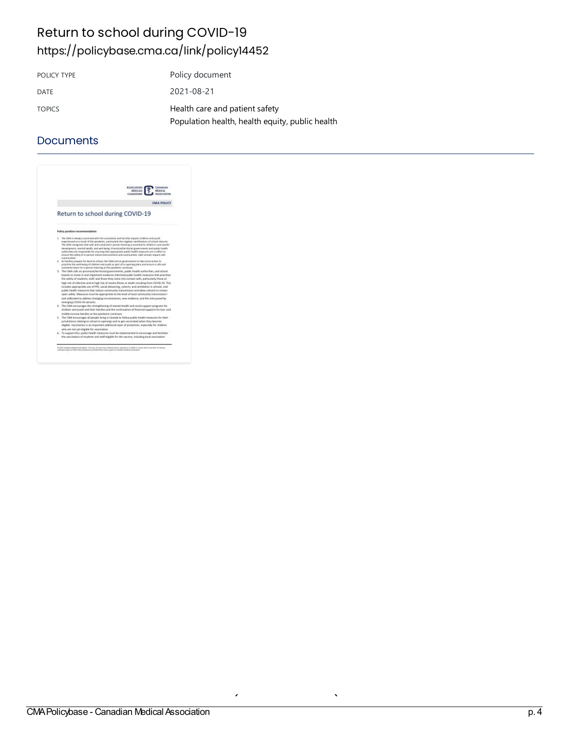# Return to school during COVID-19

https://policybase.cma.ca/link/policy14452

| | |
|---|---|
| POLICY TYPE | Policy document |
| DATE | 2021-08-21 |
| TOPICS | Health care and patient safety<br>Population health, health equity, public health |

## Documents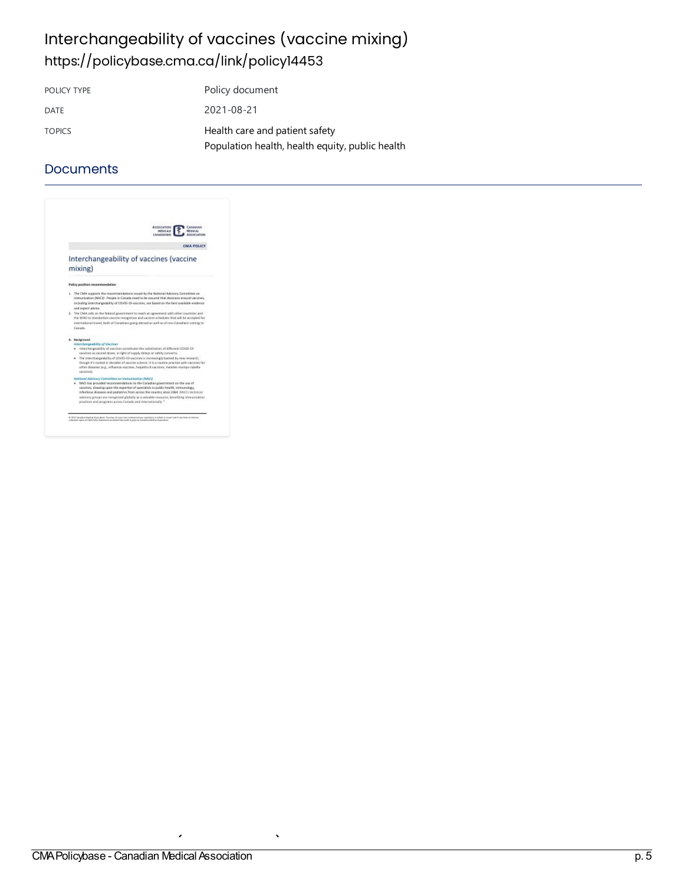# Interchangeability of vaccines (vaccine mixing)

https://policybase.cma.ca/link/policy14453

| POLICY TYPE | Policy document |
| --- | --- |
| DATE | 2021-08-21 |
| TOPICS | Health care and patient safety<br>Population health, health equity, public health |

## Documents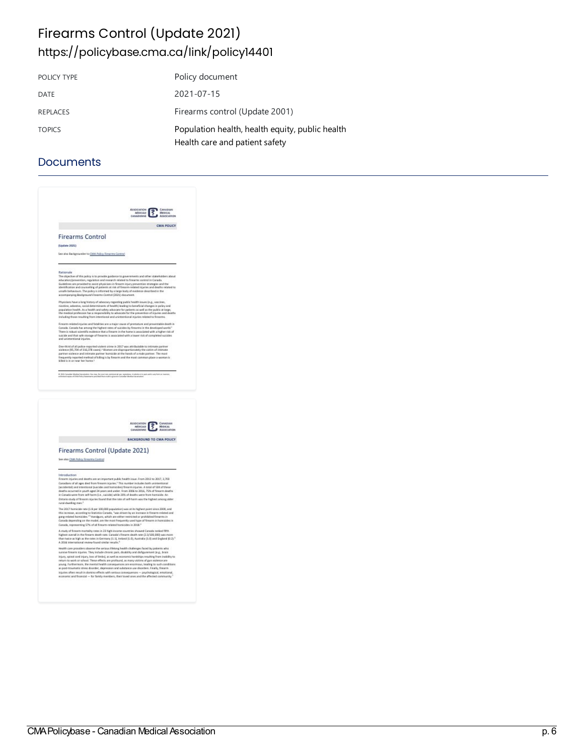# Firearms Control (Update 2021)

https://policybase.cma.ca/link/policy14401

| POLICY TYPE | Policy document |
| --- | --- |
| DATE | 2021-07-15 |
| REPLACES | Firearms control (Update 2001) |
| TOPICS | Population health, health equity, public health<br>Health care and patient safety |

## Documents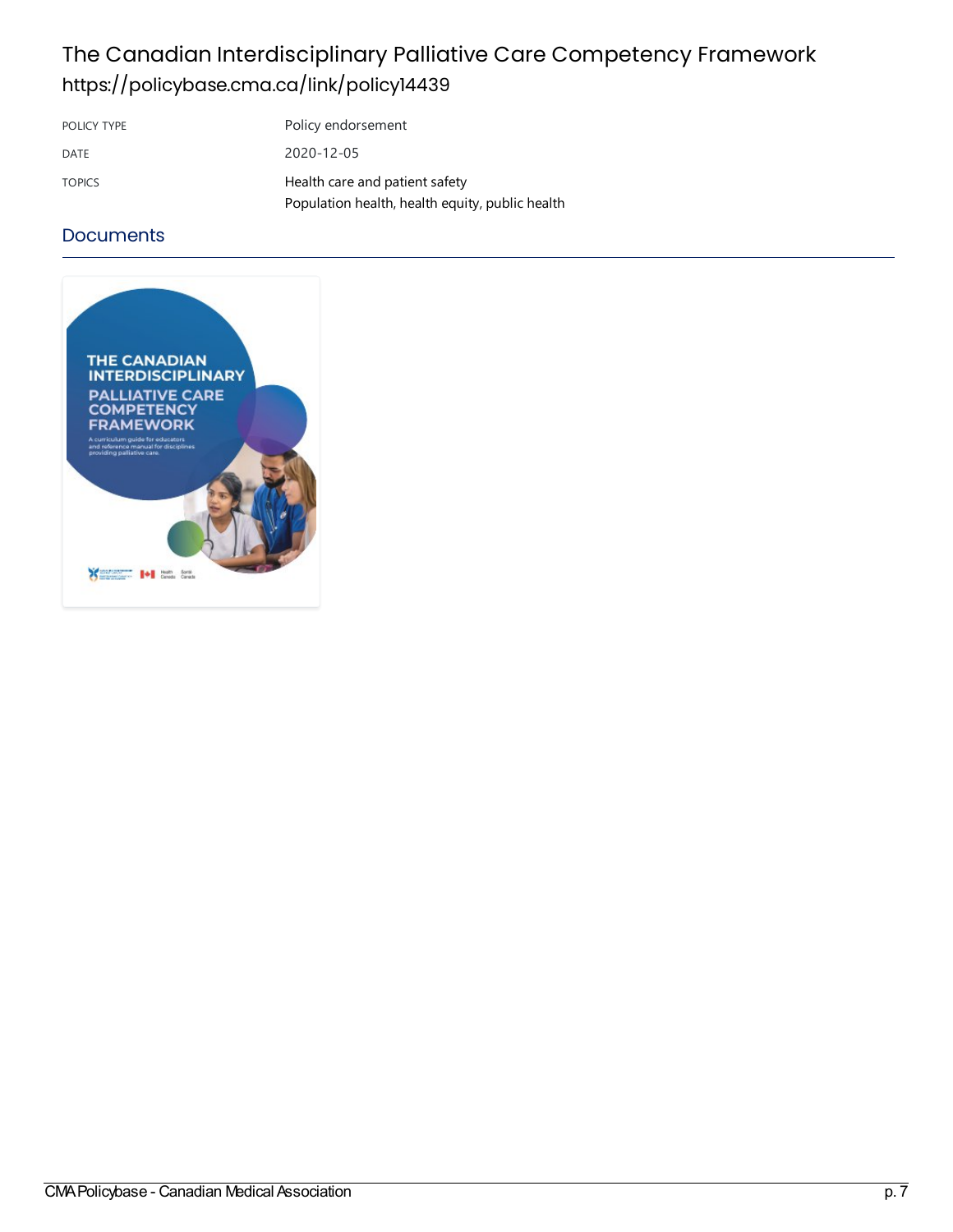# The Canadian Interdisciplinary Palliative Care Competency Framework

https://policybase.cma.ca/link/policy14439

| POLICY TYPE | Policy endorsement |
| --- | --- |
| DATE | 2020-12-05 |
| TOPICS | Health care and patient safety<br>Population health, health equity, public health |

## Documents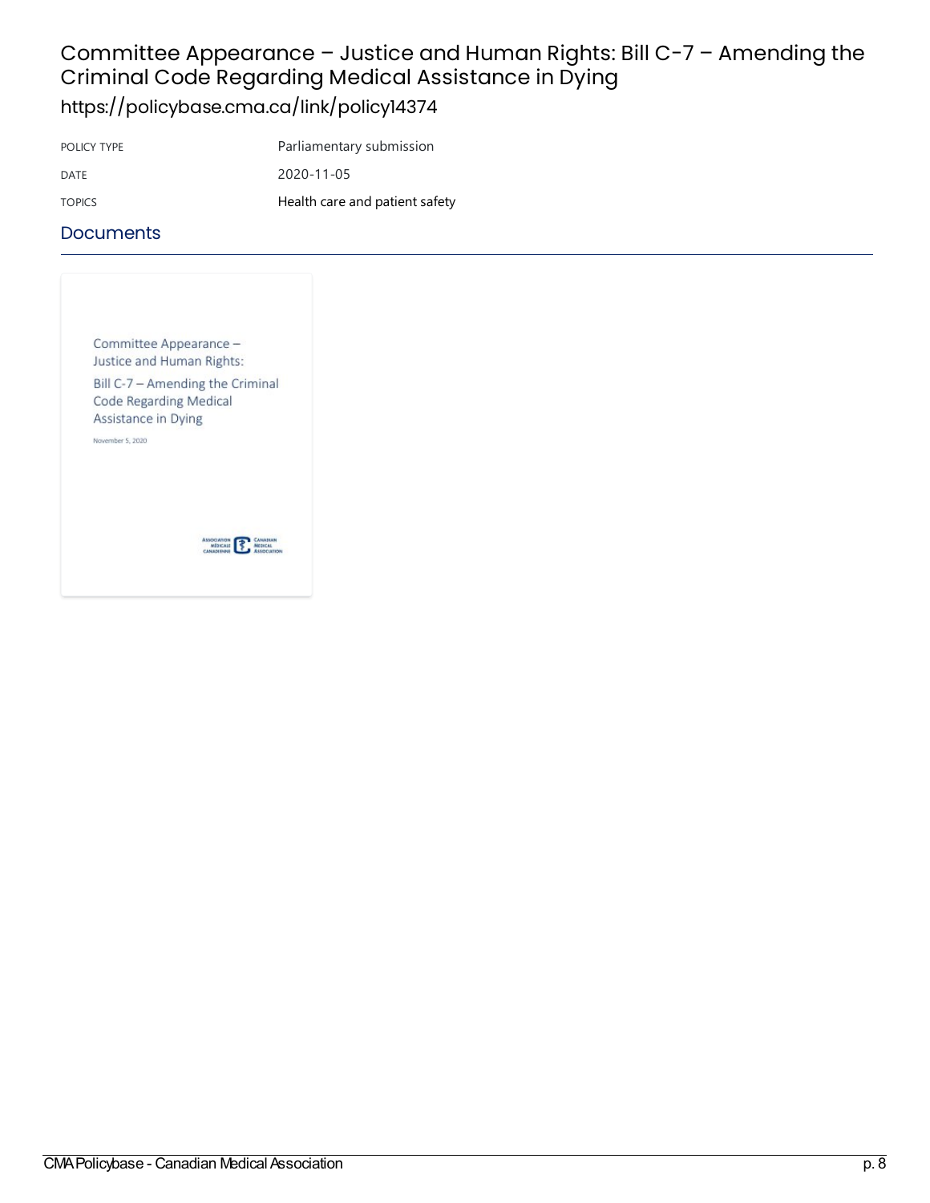# Committee Appearance – Justice and Human Rights: Bill C-7 – Amending the Criminal Code Regarding Medical Assistance in Dying

https://policybase.cma.ca/link/policy14374

| | |
|---|---|
| POLICY TYPE | Parliamentary submission |
| DATE | 2020-11-05 |
| TOPICS | Health care and patient safety |

## Documents

Committee Appearance – Justice and Human Rights:

Bill C-7 – Amending the Criminal Code Regarding Medical Assistance in Dying

November 5, 2020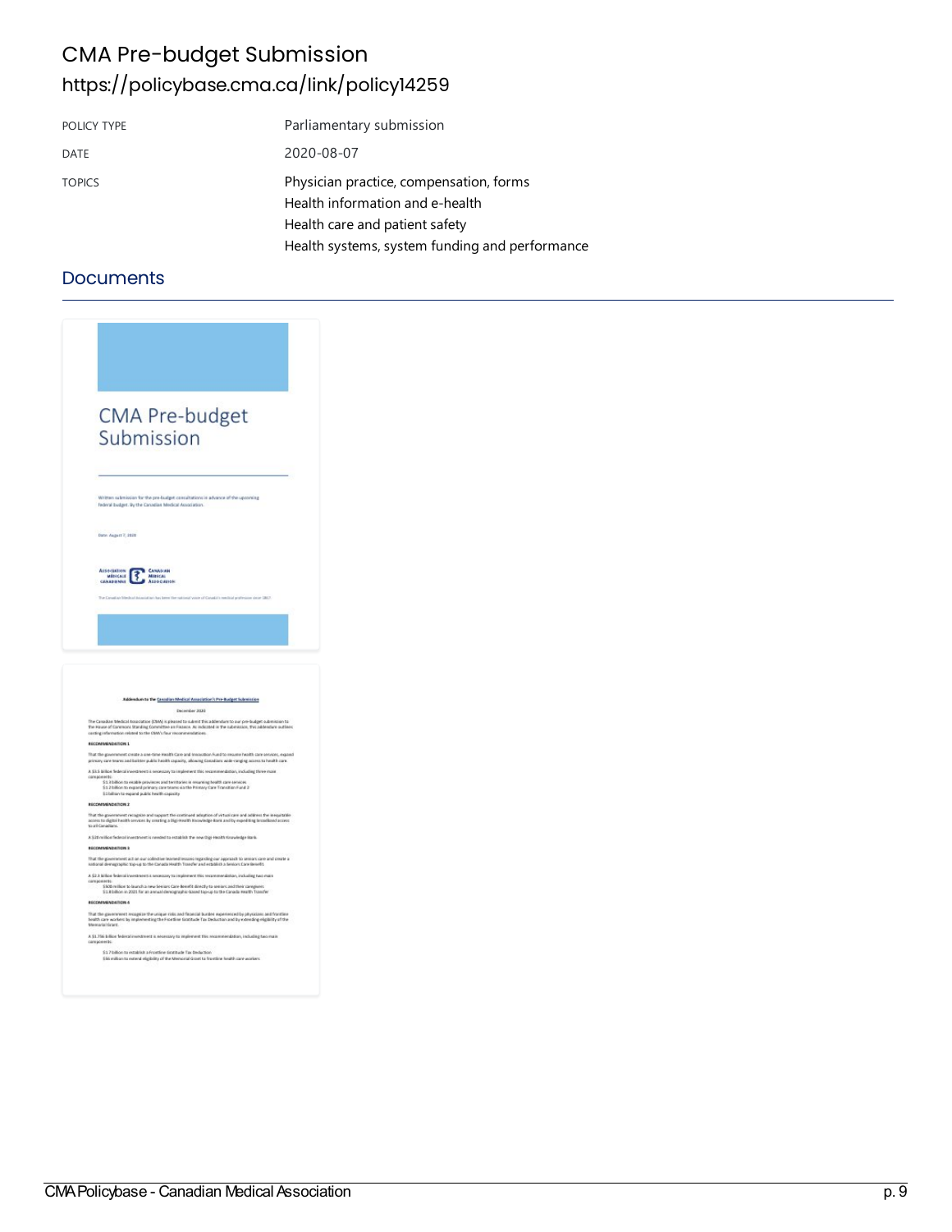# CMA Pre-budget Submission

https://policybase.cma.ca/link/policy14259

| | |
|---|---|
| POLICY TYPE | Parliamentary submission |
| DATE | 2020-08-07 |
| TOPICS | Physician practice, compensation, forms<br>Health information and e-health<br>Health care and patient safety<br>Health systems, system funding and performance |

## Documents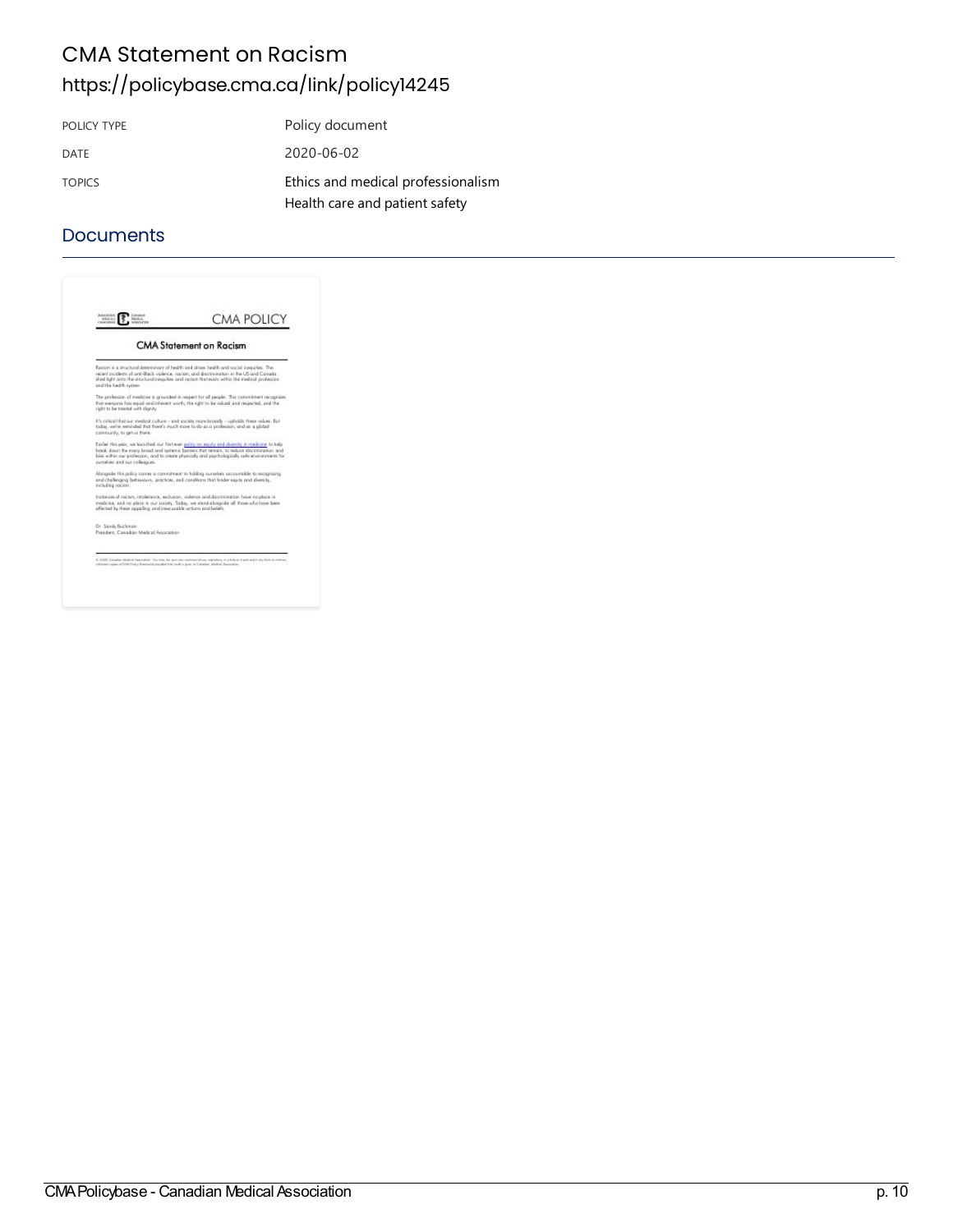# CMA Statement on Racism

https://policybase.cma.ca/link/policy14245

| POLICY TYPE | Policy document |
|---|---|
| DATE | 2020-06-02 |
| TOPICS | Ethics and medical professionalism<br>Health care and patient safety |

## Documents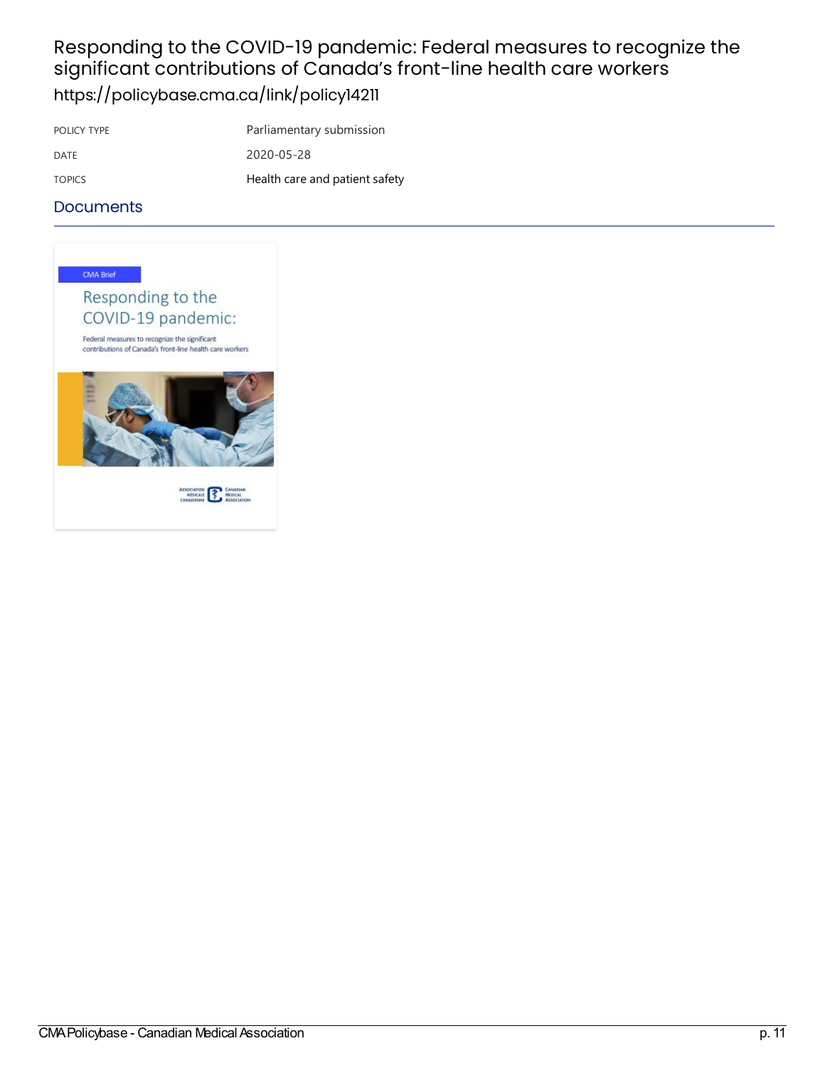# Responding to the COVID-19 pandemic: Federal measures to recognize the significant contributions of Canada's front-line health care workers

https://policybase.cma.ca/link/policy14211

| POLICY TYPE | Parliamentary submission |
| --- | --- |
| DATE | 2020-05-28 |
| TOPICS | Health care and patient safety |

## Documents

CMA Brief

Responding to the COVID-19 pandemic:

Federal measures to recognize the significant contributions of Canada's front-line health care workers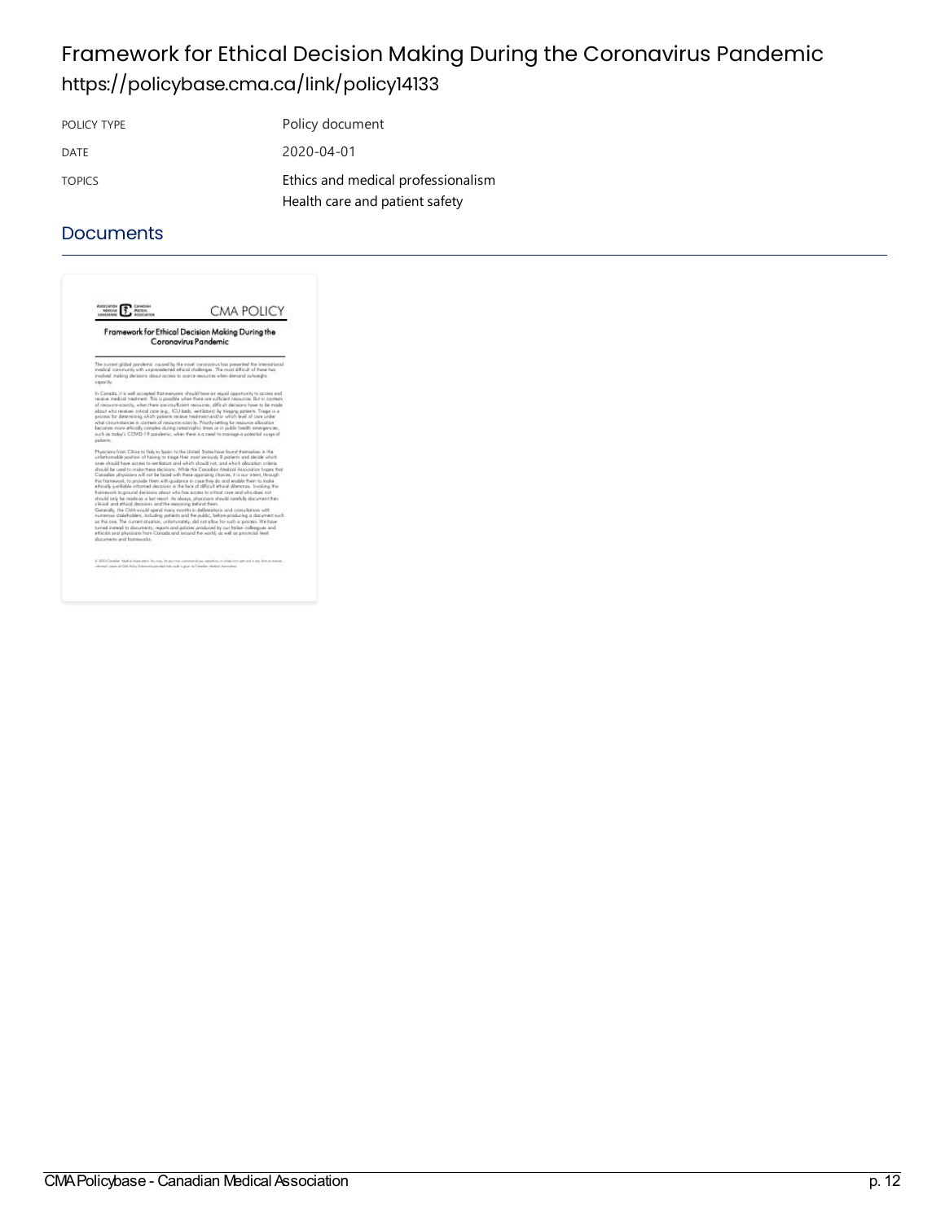# Framework for Ethical Decision Making During the Coronavirus Pandemic

https://policybase.cma.ca/link/policy14133

| | |
|---|---|
| POLICY TYPE | Policy document |
| DATE | 2020-04-01 |
| TOPICS | Ethics and medical professionalism<br>Health care and patient safety |

## Documents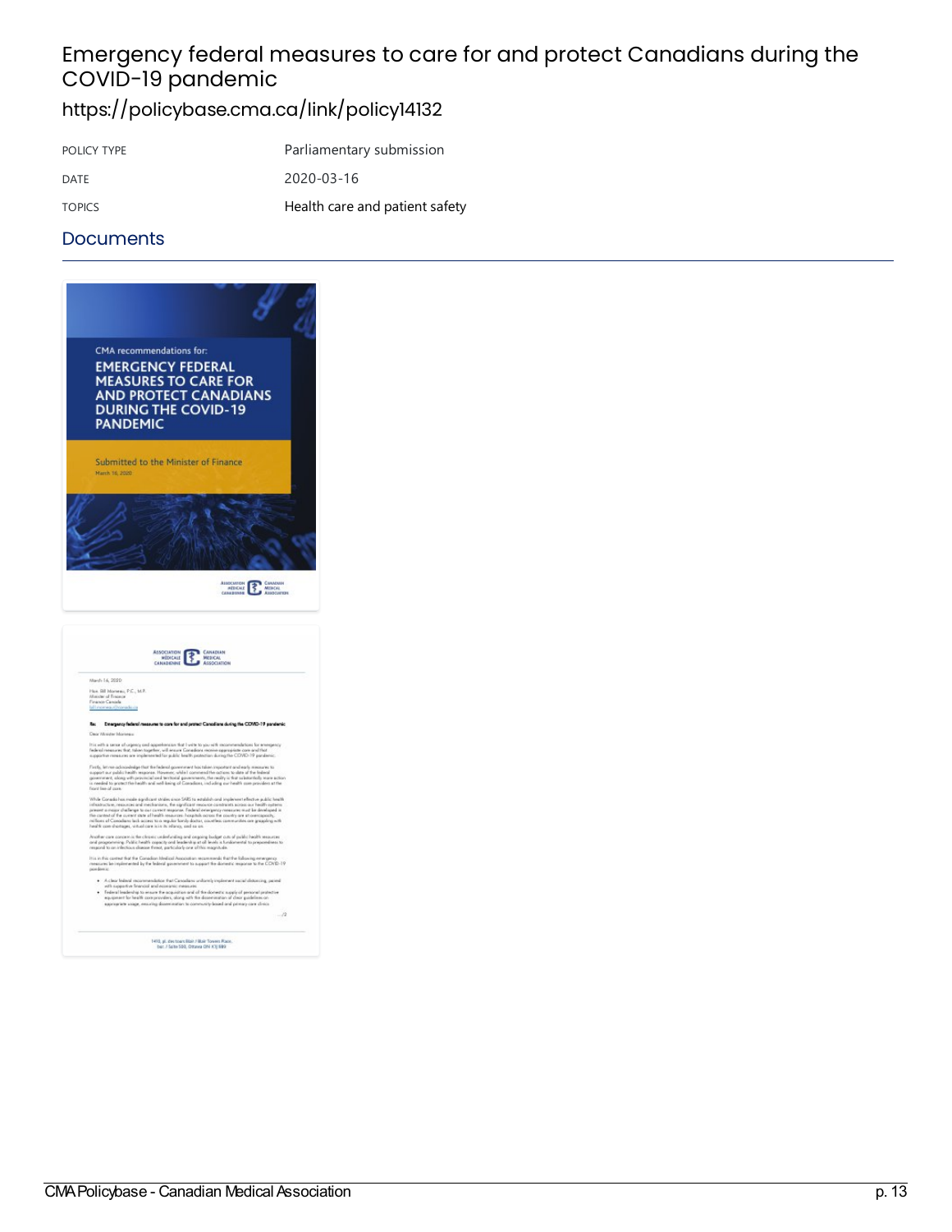# Emergency federal measures to care for and protect Canadians during the COVID-19 pandemic

https://policybase.cma.ca/link/policy14132

| | |
|---|---|
| POLICY TYPE | Parliamentary submission |
| DATE | 2020-03-16 |
| TOPICS | Health care and patient safety |

## Documents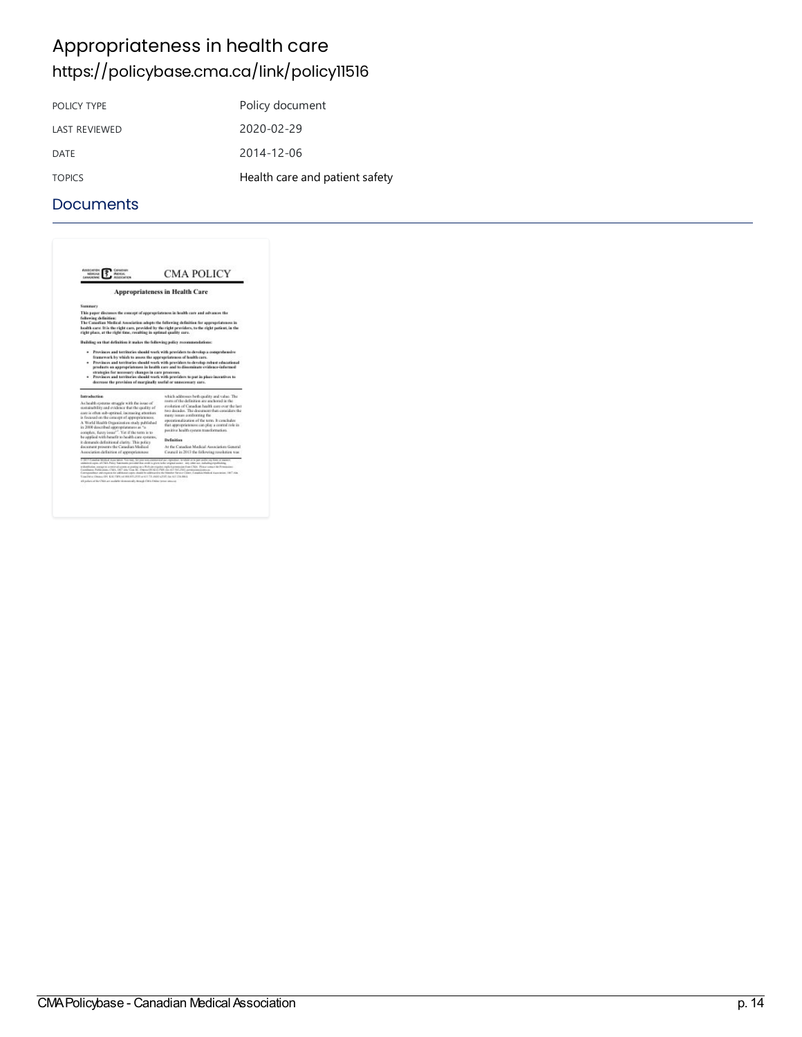# Appropriateness in health care

https://policybase.cma.ca/link/policy11516

| POLICY TYPE | Policy document |
|---|---|
| LAST REVIEWED | 2020-02-29 |
| DATE | 2014-12-06 |
| TOPICS | Health care and patient safety |

## Documents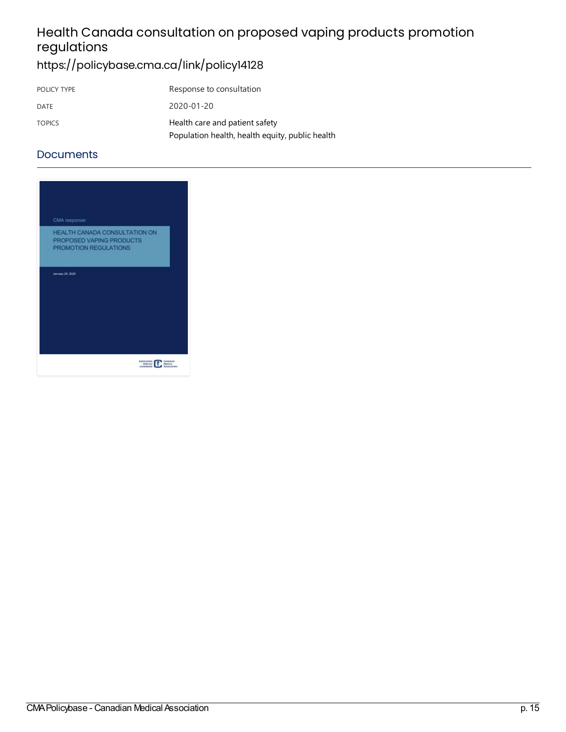# Health Canada consultation on proposed vaping products promotion regulations

https://policybase.cma.ca/link/policy14128

| | |
|---|---|
| POLICY TYPE | Response to consultation |
| DATE | 2020-01-20 |
| TOPICS | Health care and patient safety<br>Population health, health equity, public health |

## Documents

CMA response:

HEALTH CANADA CONSULTATION ON PROPOSED VAPING PRODUCTS PROMOTION REGULATIONS

January 20, 2020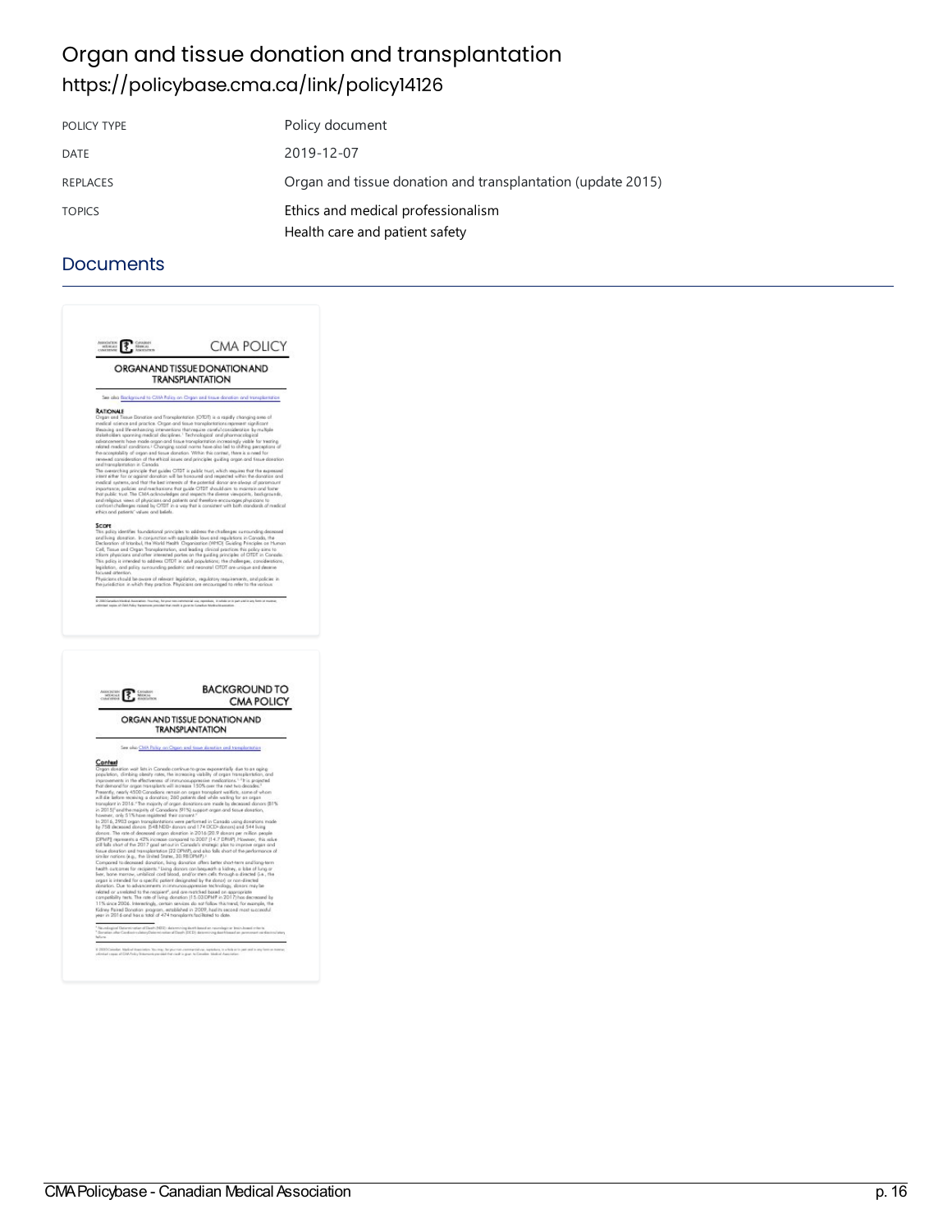# Organ and tissue donation and transplantation

https://policybase.cma.ca/link/policy14126

| POLICY TYPE | Policy document |
| --- | --- |
| DATE | 2019-12-07 |
| REPLACES | Organ and tissue donation and transplantation (update 2015) |
| TOPICS | Ethics and medical professionalism<br>Health care and patient safety |

## Documents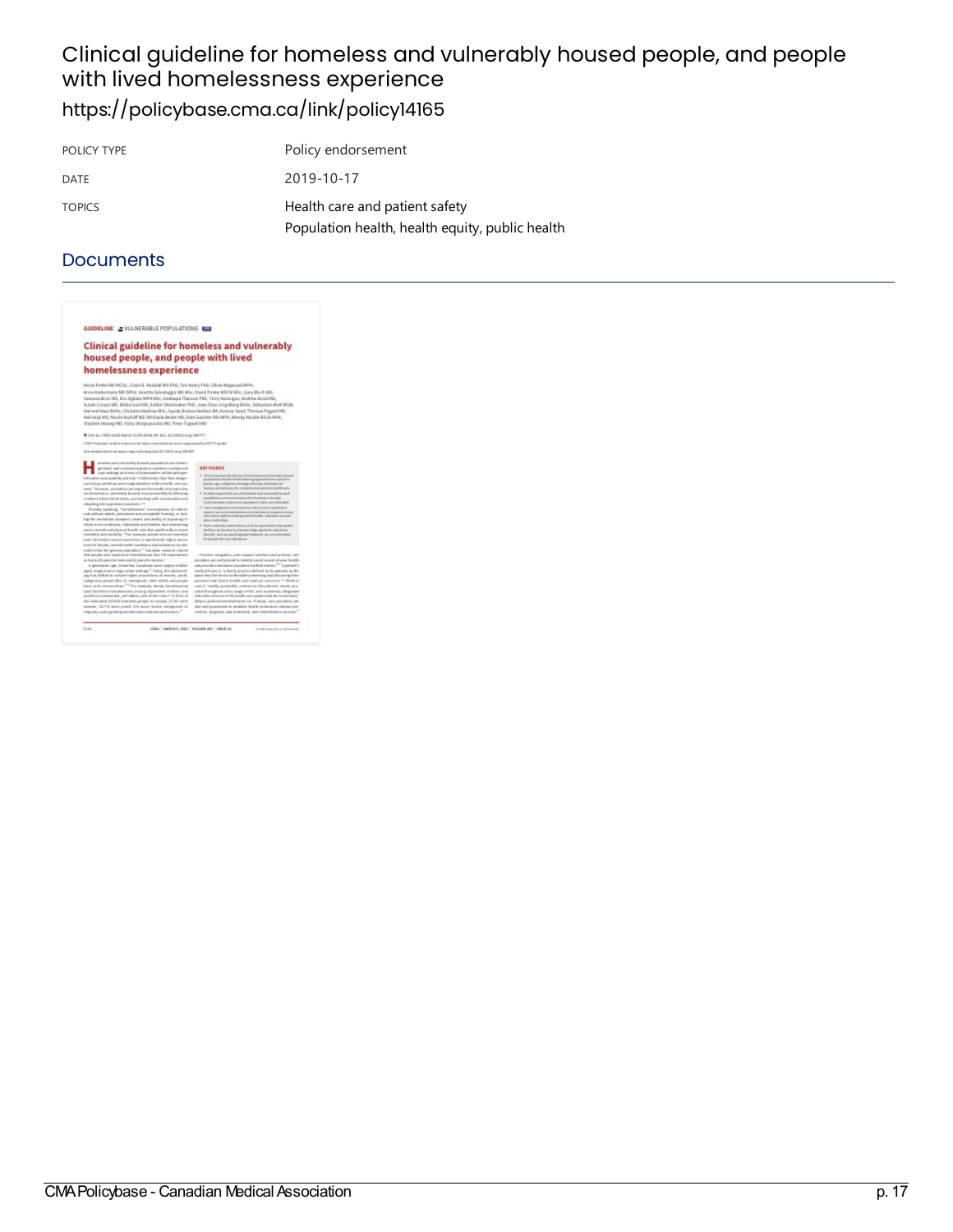# Clinical guideline for homeless and vulnerably housed people, and people with lived homelessness experience

https://policybase.cma.ca/link/policy14165

| | |
|---|---|
| POLICY TYPE | Policy endorsement |
| DATE | 2019-10-17 |
| TOPICS | Health care and patient safety<br>Population health, health equity, public health |

## Documents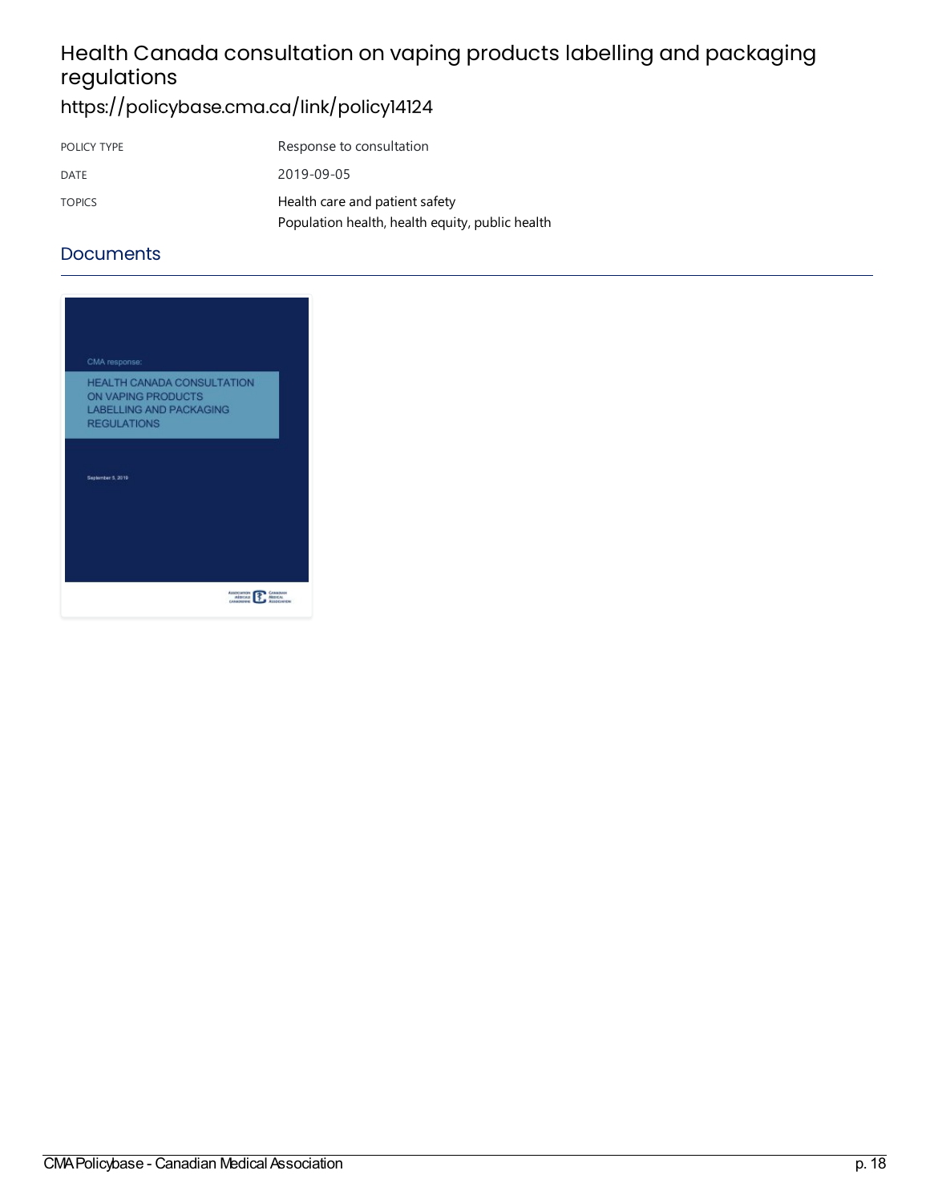# Health Canada consultation on vaping products labelling and packaging regulations

https://policybase.cma.ca/link/policy14124

| | |
|---|---|
| POLICY TYPE | Response to consultation |
| DATE | 2019-09-05 |
| TOPICS | Health care and patient safety<br>Population health, health equity, public health |

## Documents

CMA response:

HEALTH CANADA CONSULTATION ON VAPING PRODUCTS LABELLING AND PACKAGING REGULATIONS

September 5, 2019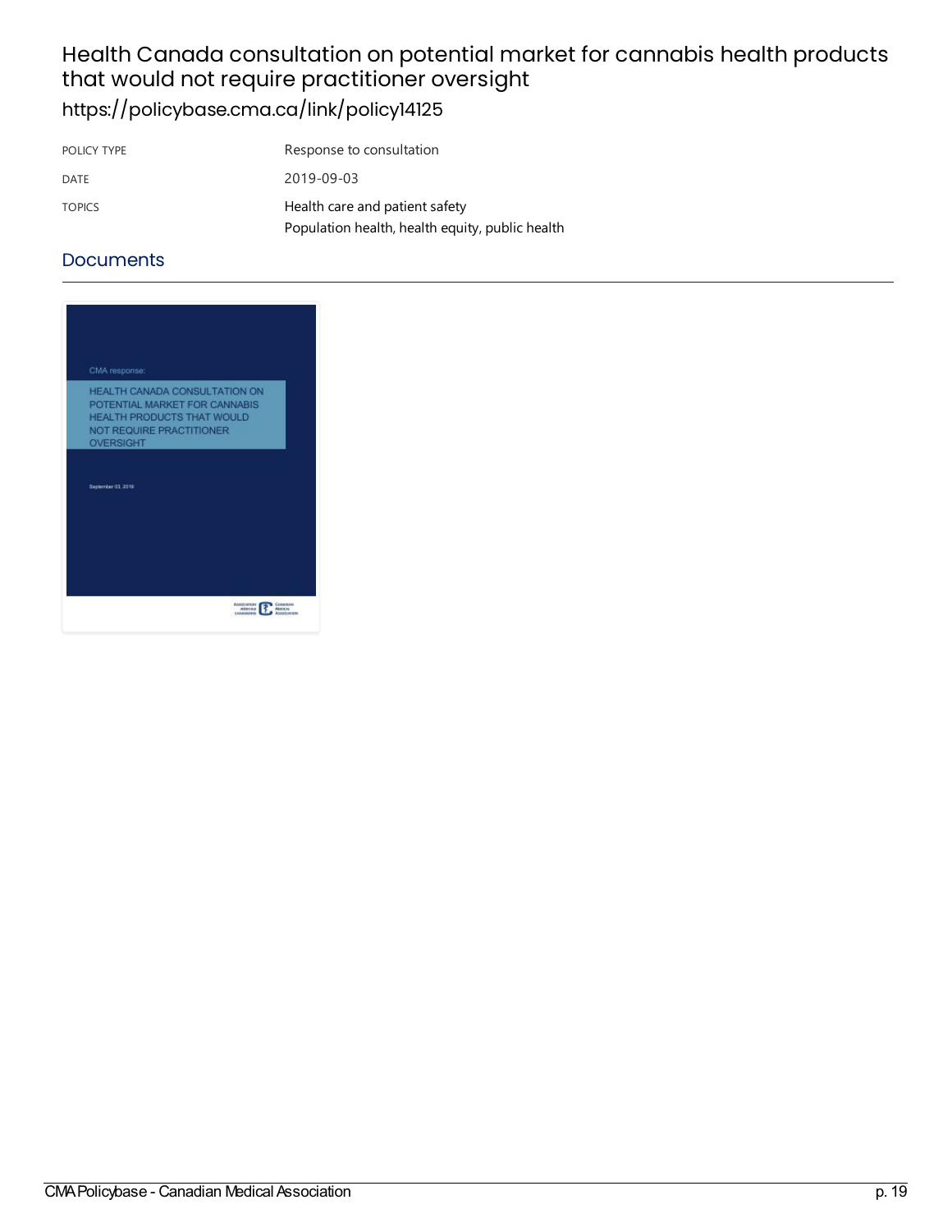# Health Canada consultation on potential market for cannabis health products that would not require practitioner oversight

https://policybase.cma.ca/link/policy14125

| POLICY TYPE | Response to consultation |
| --- | --- |
| DATE | 2019-09-03 |
| TOPICS | Health care and patient safety<br>Population health, health equity, public health |

## Documents

CMA response:

HEALTH CANADA CONSULTATION ON POTENTIAL MARKET FOR CANNABIS HEALTH PRODUCTS THAT WOULD NOT REQUIRE PRACTITIONER OVERSIGHT

September 03, 2019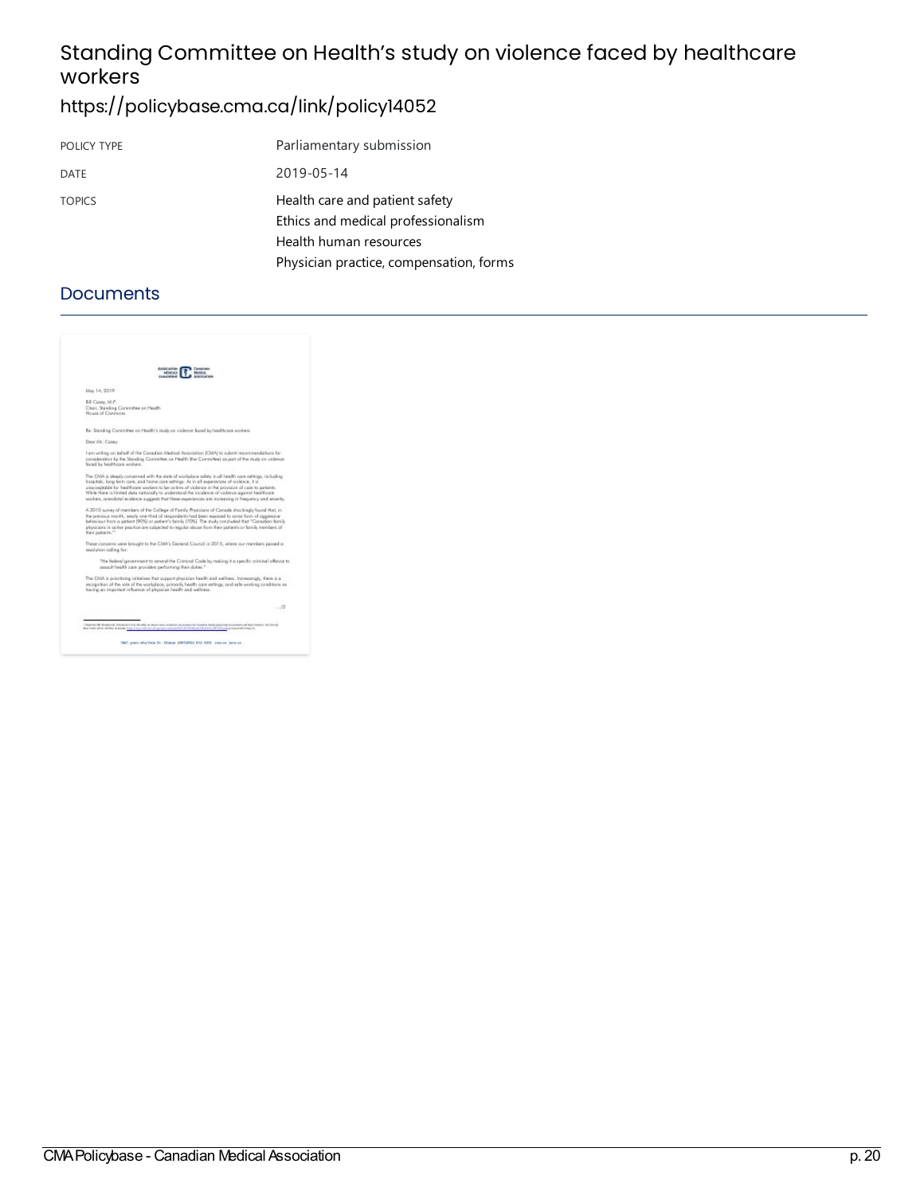# Standing Committee on Health's study on violence faced by healthcare workers

https://policybase.cma.ca/link/policy14052

| | |
|---|---|
| POLICY TYPE | Parliamentary submission |
| DATE | 2019-05-14 |
| TOPICS | Health care and patient safety<br>Ethics and medical professionalism<br>Health human resources<br>Physician practice, compensation, forms |

## Documents